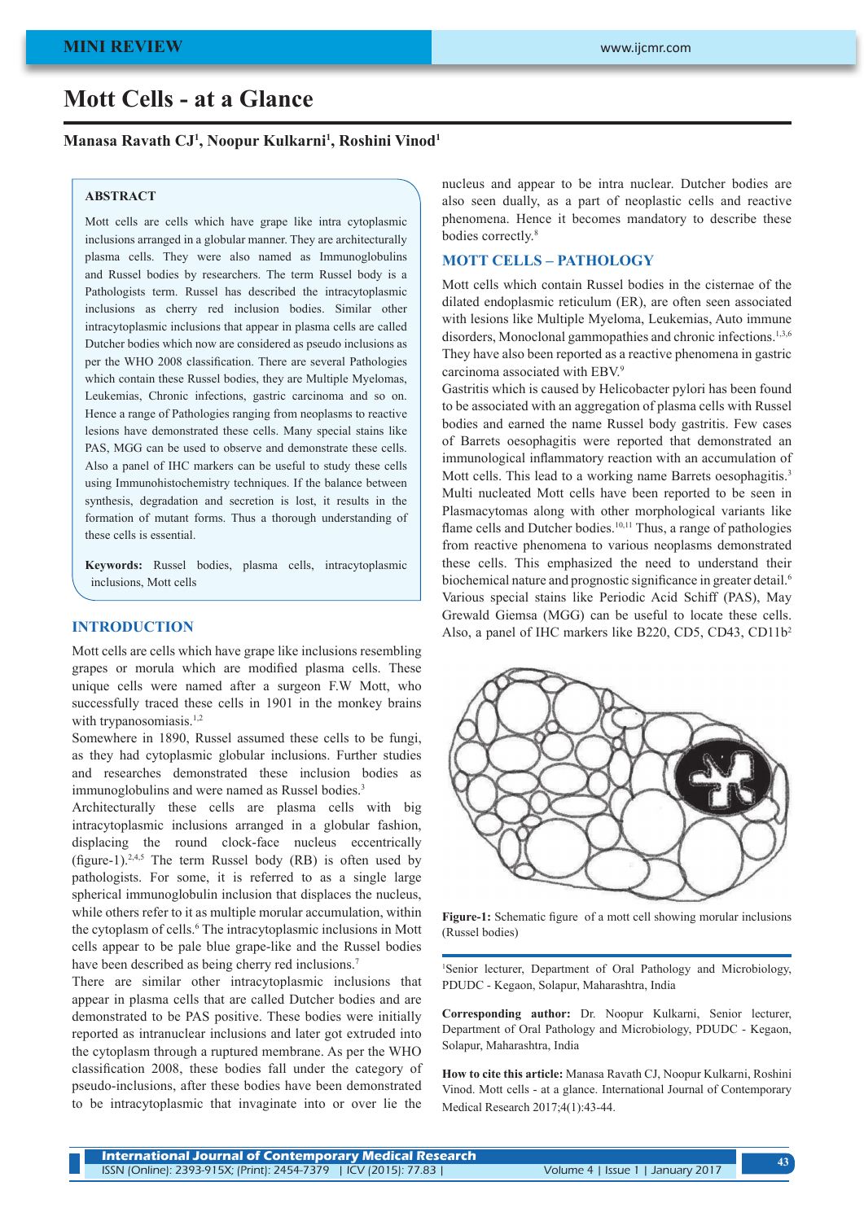MINI REVIEW

# Mott Cells - at a Glance

**Manasa Ravath CJ[1], Noopur Kulkarni[1], Roshini Vinod[1]**

## ABSTRACT

Mott cells are cells which have grape like intra cytoplasmic inclusions arranged in a globular manner. They are architecturally plasma cells. They were also named as Immunoglobulins and Russel bodies by researchers. The term Russel body is a Pathologists term. Russel has described the intracytoplasmic inclusions as cherry red inclusion bodies. Similar other intracytoplasmic inclusions that appear in plasma cells are called Dutcher bodies which now are considered as pseudo inclusions as per the WHO 2008 classification. There are several Pathologies which contain these Russel bodies, they are Multiple Myelomas, Leukemias, Chronic infections, gastric carcinoma and so on. Hence a range of Pathologies ranging from neoplasms to reactive lesions have demonstrated these cells. Many special stains like PAS, MGG can be used to observe and demonstrate these cells. Also a panel of IHC markers can be useful to study these cells using Immunohistochemistry techniques. If the balance between synthesis, degradation and secretion is lost, it results in the formation of mutant forms. Thus a thorough understanding of these cells is essential.

**Keywords:** Russel bodies, plasma cells, intracytoplasmic inclusions, Mott cells

## INTRODUCTION

Mott cells are cells which have grape like inclusions resembling grapes or morula which are modified plasma cells. These unique cells were named after a surgeon F.W Mott, who successfully traced these cells in 1901 in the monkey brains with trypanosomiasis.[1,2]

Somewhere in 1890, Russel assumed these cells to be fungi, as they had cytoplasmic globular inclusions. Further studies and researches demonstrated these inclusion bodies as immunoglobulins and were named as Russel bodies.[3]

Architecturally these cells are plasma cells with big intracytoplasmic inclusions arranged in a globular fashion, displacing the round clock-face nucleus eccentrically (figure-1).[2,4,5] The term Russel body (RB) is often used by pathologists. For some, it is referred to as a single large spherical immunoglobulin inclusion that displaces the nucleus, while others refer to it as multiple morular accumulation, within the cytoplasm of cells.[6] The intracytoplasmic inclusions in Mott cells appear to be pale blue grape-like and the Russel bodies have been described as being cherry red inclusions.[7]

There are similar other intracytoplasmic inclusions that appear in plasma cells that are called Dutcher bodies and are demonstrated to be PAS positive. These bodies were initially reported as intranuclear inclusions and later got extruded into the cytoplasm through a ruptured membrane. As per the WHO classification 2008, these bodies fall under the category of pseudo-inclusions, after these bodies have been demonstrated to be intracytoplasmic that invaginate into or over lie the nucleus and appear to be intra nuclear. Dutcher bodies are also seen dually, as a part of neoplastic cells and reactive phenomena. Hence it becomes mandatory to describe these bodies correctly.[8]

## MOTT CELLS – PATHOLOGY

Mott cells which contain Russel bodies in the cisternae of the dilated endoplasmic reticulum (ER), are often seen associated with lesions like Multiple Myeloma, Leukemias, Auto immune disorders, Monoclonal gammopathies and chronic infections.[1,3,6] They have also been reported as a reactive phenomena in gastric carcinoma associated with EBV.[9]

Gastritis which is caused by Helicobacter pylori has been found to be associated with an aggregation of plasma cells with Russel bodies and earned the name Russel body gastritis. Few cases of Barrets oesophagitis were reported that demonstrated an immunological inflammatory reaction with an accumulation of Mott cells. This lead to a working name Barrets oesophagitis.[3]

Multi nucleated Mott cells have been reported to be seen in Plasmacytomas along with other morphological variants like flame cells and Dutcher bodies.[10,11] Thus, a range of pathologies from reactive phenomena to various neoplasms demonstrated these cells. This emphasized the need to understand their biochemical nature and prognostic significance in greater detail.[6]

Various special stains like Periodic Acid Schiff (PAS), May Grewald Giemsa (MGG) can be useful to locate these cells. Also, a panel of IHC markers like B220, CD5, CD43, CD11b[2]

**Figure-1:** Schematic figure of a mott cell showing morular inclusions (Russel bodies)

[1]Senior lecturer, Department of Oral Pathology and Microbiology, PDUDC - Kegaon, Solapur, Maharashtra, India

**Corresponding author:** Dr. Noopur Kulkarni, Senior lecturer, Department of Oral Pathology and Microbiology, PDUDC - Kegaon, Solapur, Maharashtra, India

**How to cite this article:** Manasa Ravath CJ, Noopur Kulkarni, Roshini Vinod. Mott cells - at a glance. International Journal of Contemporary Medical Research 2017;4(1):43-44.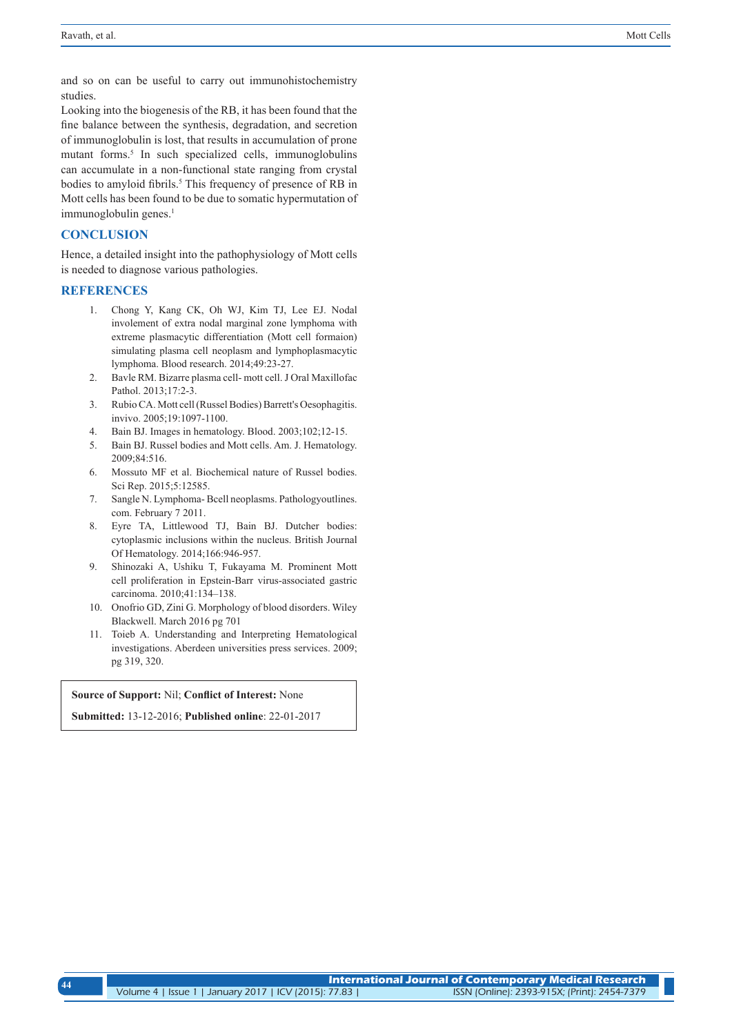and so on can be useful to carry out immunohistochemistry studies.

Looking into the biogenesis of the RB, it has been found that the fine balance between the synthesis, degradation, and secretion of immunoglobulin is lost, that results in accumulation of prone mutant forms.[5] In such specialized cells, immunoglobulins can accumulate in a non-functional state ranging from crystal bodies to amyloid fibrils.[5] This frequency of presence of RB in Mott cells has been found to be due to somatic hypermutation of immunoglobulin genes.[1]

## CONCLUSION

Hence, a detailed insight into the pathophysiology of Mott cells is needed to diagnose various pathologies.

## REFERENCES

1. Chong Y, Kang CK, Oh WJ, Kim TJ, Lee EJ. Nodal involement of extra nodal marginal zone lymphoma with extreme plasmacytic differentiation (Mott cell formaion) simulating plasma cell neoplasm and lymphoplasmacytic lymphoma. Blood research. 2014;49:23-27.
2. Bavle RM. Bizarre plasma cell- mott cell. J Oral Maxillofac Pathol. 2013;17:2-3.
3. Rubio CA. Mott cell (Russel Bodies) Barrett's Oesophagitis. invivo. 2005;19:1097-1100.
4. Bain BJ. Images in hematology. Blood. 2003;102;12-15.
5. Bain BJ. Russel bodies and Mott cells. Am. J. Hematology. 2009;84:516.
6. Mossuto MF et al. Biochemical nature of Russel bodies. Sci Rep. 2015;5:12585.
7. Sangle N. Lymphoma- Bcell neoplasms. Pathologyoutlines.com. February 7 2011.
8. Eyre TA, Littlewood TJ, Bain BJ. Dutcher bodies: cytoplasmic inclusions within the nucleus. British Journal Of Hematology. 2014;166:946-957.
9. Shinozaki A, Ushiku T, Fukayama M. Prominent Mott cell proliferation in Epstein-Barr virus-associated gastric carcinoma. 2010;41:134–138.
10. Onofrio GD, Zini G. Morphology of blood disorders. Wiley Blackwell. March 2016 pg 701
11. Toieb A. Understanding and Interpreting Hematological investigations. Aberdeen universities press services. 2009; pg 319, 320.

**Source of Support:** Nil; **Conflict of Interest:** None

**Submitted:** 13-12-2016; **Published online**: 22-01-2017